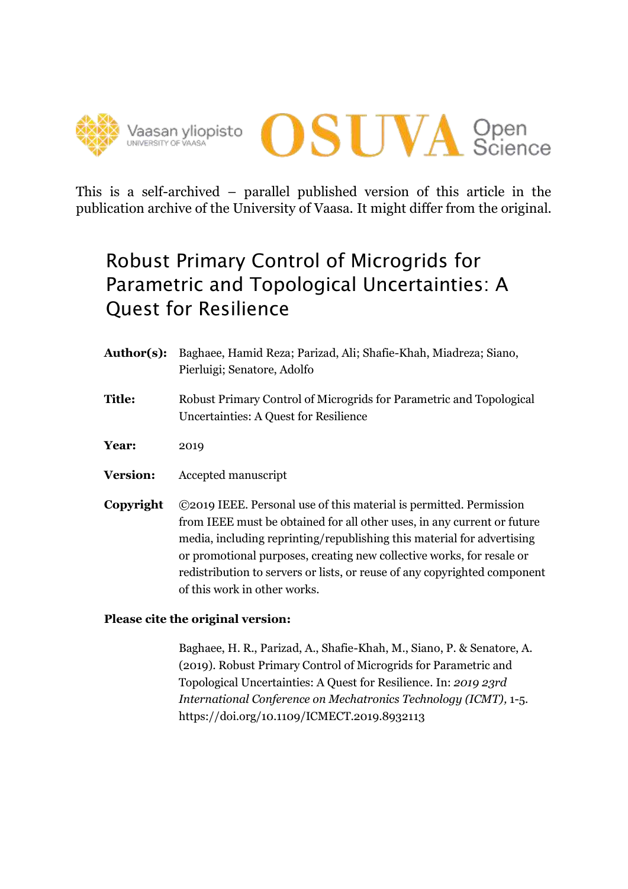Vaasan yliopisto
UNIVERSITY OF VAASA

OSUVA Open Science

This is a self-archived – parallel published version of this article in the publication archive of the University of Vaasa. It might differ from the original.

# Robust Primary Control of Microgrids for Parametric and Topological Uncertainties: A Quest for Resilience

**Author(s):** Baghaee, Hamid Reza; Parizad, Ali; Shafie-Khah, Miadreza; Siano, Pierluigi; Senatore, Adolfo

**Title:** Robust Primary Control of Microgrids for Parametric and Topological Uncertainties: A Quest for Resilience

**Year:** 2019

**Version:** Accepted manuscript

**Copyright** ©2019 IEEE. Personal use of this material is permitted. Permission from IEEE must be obtained for all other uses, in any current or future media, including reprinting/republishing this material for advertising or promotional purposes, creating new collective works, for resale or redistribution to servers or lists, or reuse of any copyrighted component of this work in other works.

**Please cite the original version:**

Baghaee, H. R., Parizad, A., Shafie-Khah, M., Siano, P. & Senatore, A. (2019). Robust Primary Control of Microgrids for Parametric and Topological Uncertainties: A Quest for Resilience. In: *2019 23rd International Conference on Mechatronics Technology (ICMT),* 1-5. https://doi.org/10.1109/ICMECT.2019.8932113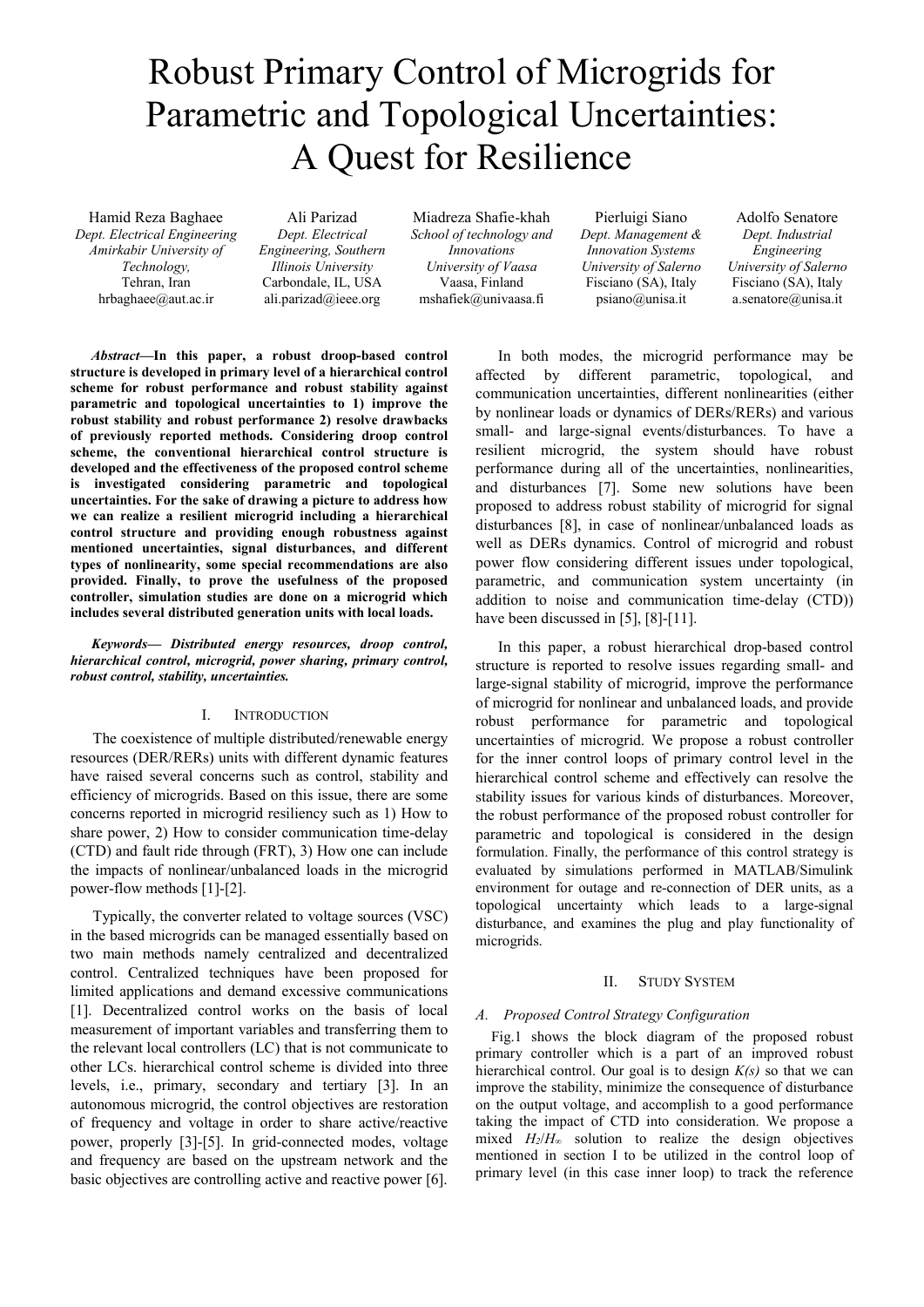# Robust Primary Control of Microgrids for Parametric and Topological Uncertainties: A Quest for Resilience

Hamid Reza Baghaee
*Dept. Electrical Engineering*
*Amirkabir University of Technology,*
Tehran, Iran
hrbaghaee@aut.ac.ir

Ali Parizad
*Dept. Electrical Engineering, Southern Illinois University*
Carbondale, IL, USA
ali.parizad@ieee.org

Miadreza Shafie-khah
*School of technology and Innovations*
*University of Vaasa*
Vaasa, Finland
mshafiek@univaasa.fi

Pierluigi Siano
*Dept. Management & Innovation Systems*
*University of Salerno*
Fisciano (SA), Italy
psiano@unisa.it

Adolfo Senatore
*Dept. Industrial Engineering*
*University of Salerno*
Fisciano (SA), Italy
a.senatore@unisa.it

***Abstract*—In this paper, a robust droop-based control structure is developed in primary level of a hierarchical control scheme for robust performance and robust stability against parametric and topological uncertainties to 1) improve the robust stability and robust performance 2) resolve drawbacks of previously reported methods. Considering droop control scheme, the conventional hierarchical control structure is developed and the effectiveness of the proposed control scheme is investigated considering parametric and topological uncertainties. For the sake of drawing a picture to address how we can realize a resilient microgrid including a hierarchical control structure and providing enough robustness against mentioned uncertainties, signal disturbances, and different types of nonlinearity, some special recommendations are also provided. Finally, to prove the usefulness of the proposed controller, simulation studies are done on a microgrid which includes several distributed generation units with local loads.**

***Keywords*— Distributed energy resources, droop control, hierarchical control, microgrid, power sharing, primary control, robust control, stability, uncertainties.**

## I. Introduction

The coexistence of multiple distributed/renewable energy resources (DER/RERs) units with different dynamic features have raised several concerns such as control, stability and efficiency of microgrids. Based on this issue, there are some concerns reported in microgrid resiliency such as 1) How to share power, 2) How to consider communication time-delay (CTD) and fault ride through (FRT), 3) How one can include the impacts of nonlinear/unbalanced loads in the microgrid power-flow methods [1]-[2].

Typically, the converter related to voltage sources (VSC) in the based microgrids can be managed essentially based on two main methods namely centralized and decentralized control. Centralized techniques have been proposed for limited applications and demand excessive communications [1]. Decentralized control works on the basis of local measurement of important variables and transferring them to the relevant local controllers (LC) that is not communicate to other LCs. hierarchical control scheme is divided into three levels, i.e., primary, secondary and tertiary [3]. In an autonomous microgrid, the control objectives are restoration of frequency and voltage in order to share active/reactive power, properly [3]-[5]. In grid-connected modes, voltage and frequency are based on the upstream network and the basic objectives are controlling active and reactive power [6].

In both modes, the microgrid performance may be affected by different parametric, topological, and communication uncertainties, different nonlinearities (either by nonlinear loads or dynamics of DERs/RERs) and various small- and large-signal events/disturbances. To have a resilient microgrid, the system should have robust performance during all of the uncertainties, nonlinearities, and disturbances [7]. Some new solutions have been proposed to address robust stability of microgrid for signal disturbances [8], in case of nonlinear/unbalanced loads as well as DERs dynamics. Control of microgrid and robust power flow considering different issues under topological, parametric, and communication system uncertainty (in addition to noise and communication time-delay (CTD)) have been discussed in [5], [8]-[11].

In this paper, a robust hierarchical drop-based control structure is reported to resolve issues regarding small- and large-signal stability of microgrid, improve the performance of microgrid for nonlinear and unbalanced loads, and provide robust performance for parametric and topological uncertainties of microgrid. We propose a robust controller for the inner control loops of primary control level in the hierarchical control scheme and effectively can resolve the stability issues for various kinds of disturbances. Moreover, the robust performance of the proposed robust controller for parametric and topological is considered in the design formulation. Finally, the performance of this control strategy is evaluated by simulations performed in MATLAB/Simulink environment for outage and re-connection of DER units, as a topological uncertainty which leads to a large-signal disturbance, and examines the plug and play functionality of microgrids.

## II. Study System

### *A. Proposed Control Strategy Configuration*

Fig.1 shows the block diagram of the proposed robust primary controller which is a part of an improved robust hierarchical control. Our goal is to design *K(s)* so that we can improve the stability, minimize the consequence of disturbance on the output voltage, and accomplish to a good performance taking the impact of CTD into consideration. We propose a mixed $H_2/H_\infty$ solution to realize the design objectives mentioned in section I to be utilized in the control loop of primary level (in this case inner loop) to track the reference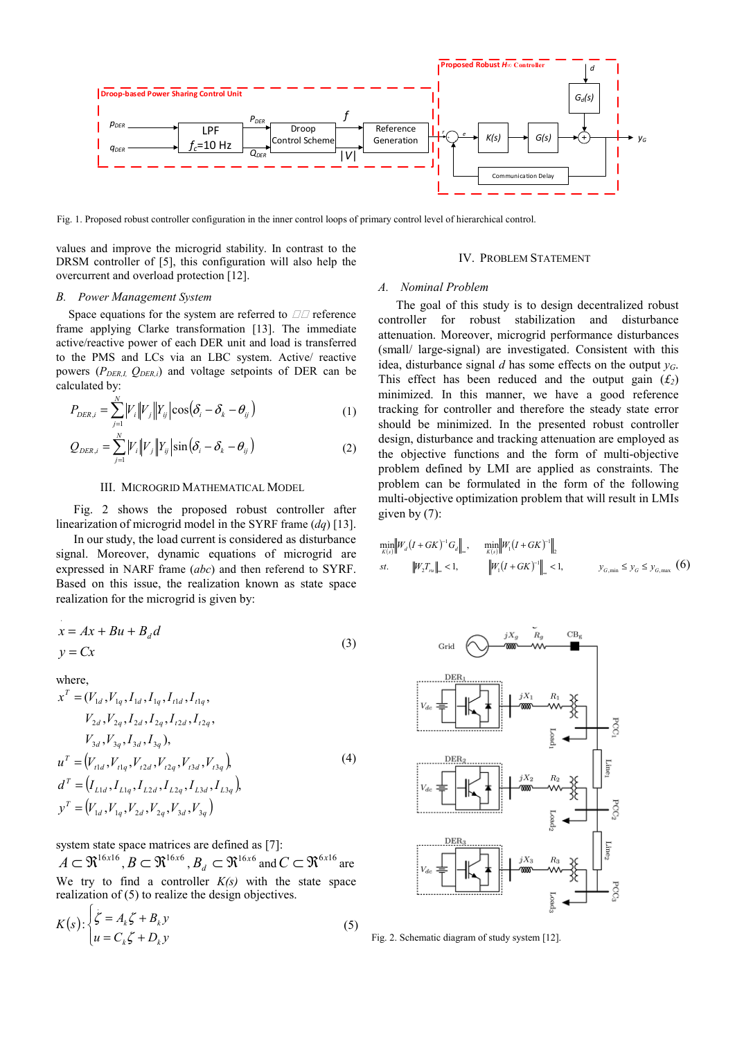Fig. 1. Proposed robust controller configuration in the inner control loops of primary control level of hierarchical control.

values and improve the microgrid stability. In contrast to the DRSM controller of [5], this configuration will also help the overcurrent and overload protection [12].

### B. Power Management System

Space equations for the system are referred to □□ reference frame applying Clarke transformation [13]. The immediate active/reactive power of each DER unit and load is transferred to the PMS and LCs via an LBC system. Active/ reactive powers ($P_{DER,I}$, $Q_{DER,i}$) and voltage setpoints of DER can be calculated by:

$$P_{DER,i} = \sum_{j=1}^{N} |V_i||V_j||Y_{ij}|\cos(\delta_i - \delta_k - \theta_{ij}) \tag{1}$$

$$Q_{DER,i} = \sum_{j=1}^{N} |V_i||V_j||Y_{ij}|\sin(\delta_i - \delta_k - \theta_{ij}) \tag{2}$$

## III. Microgrid Mathematical Model

Fig. 2 shows the proposed robust controller after linearization of microgrid model in the SYRF frame ($dq$) [13].

In our study, the load current is considered as disturbance signal. Moreover, dynamic equations of microgrid are expressed in NARF frame ($abc$) and then referend to SYRF. Based on this issue, the realization known as state space realization for the microgrid is given by:

$$\begin{aligned} \dot{x} &= Ax + Bu + B_d d \\ y &= Cx \end{aligned} \tag{3}$$

where,

$$\begin{aligned}
x^T &= (V_{1d}, V_{1q}, I_{1d}, I_{1q}, I_{t1d}, I_{t1q}, \\
&\quad V_{2d}, V_{2q}, I_{2d}, I_{2q}, I_{t2d}, I_{t2q}, \\
&\quad V_{3d}, V_{3q}, I_{3d}, I_{3q}), \\
u^T &= (V_{t1d}, V_{t1q}, V_{t2d}, V_{t2q}, V_{t3d}, V_{t3q}), \\
d^T &= (I_{L1d}, I_{L1q}, I_{L2d}, I_{L2q}, I_{L3d}, I_{L3q}), \\
y^T &= (V_{1d}, V_{1q}, V_{2d}, V_{2q}, V_{3d}, V_{3q})
\end{aligned} \tag{4}$$

system state space matrices are defined as [7]: $A \subset \Re^{16x16}, B \subset \Re^{16x6}, B_d \subset \Re^{16x6}$ and $C \subset \Re^{6x16}$ are

We try to find a controller $K(s)$ with the state space realization of (5) to realize the design objectives.

$$K(s): \begin{cases} \dot{\zeta} = A_k \zeta + B_k y \\ u = C_k \zeta + D_k y \end{cases} \tag{5}$$

## IV. Problem Statement

### A. Nominal Problem

The goal of this study is to design decentralized robust controller for robust stabilization and disturbance attenuation. Moreover, microgrid performance disturbances (small/ large-signal) are investigated. Consistent with this idea, disturbance signal $d$ has some effects on the output $y_G$. This effect has been reduced and the output gain ($\pounds_2$) minimized. In this manner, we have a good reference tracking for controller and therefore the steady state error should be minimized. In the presented robust controller design, disturbance and tracking attenuation are employed as the objective functions and the form of multi-objective problem defined by LMI are applied as constraints. The problem can be formulated in the form of the following multi-objective optimization problem that will result in LMIs given by (7):

$$\begin{aligned} &\min_{K(s)} \left\| W_d (I+GK)^{-1} G_d \right\|_\infty, \quad \min_{K(s)} \left\| W_1 (I+GK)^{-1} \right\|_2 \\ &st. \quad \left\| W_2 T_{zu} \right\|_\infty < 1, \quad \left\| W_1 (I+GK)^{-1} \right\|_\infty < 1, \quad y_{G,\min} \le y_G \le y_{G,\max} \end{aligned} \tag{6}$$

Fig. 2. Schematic diagram of study system [12].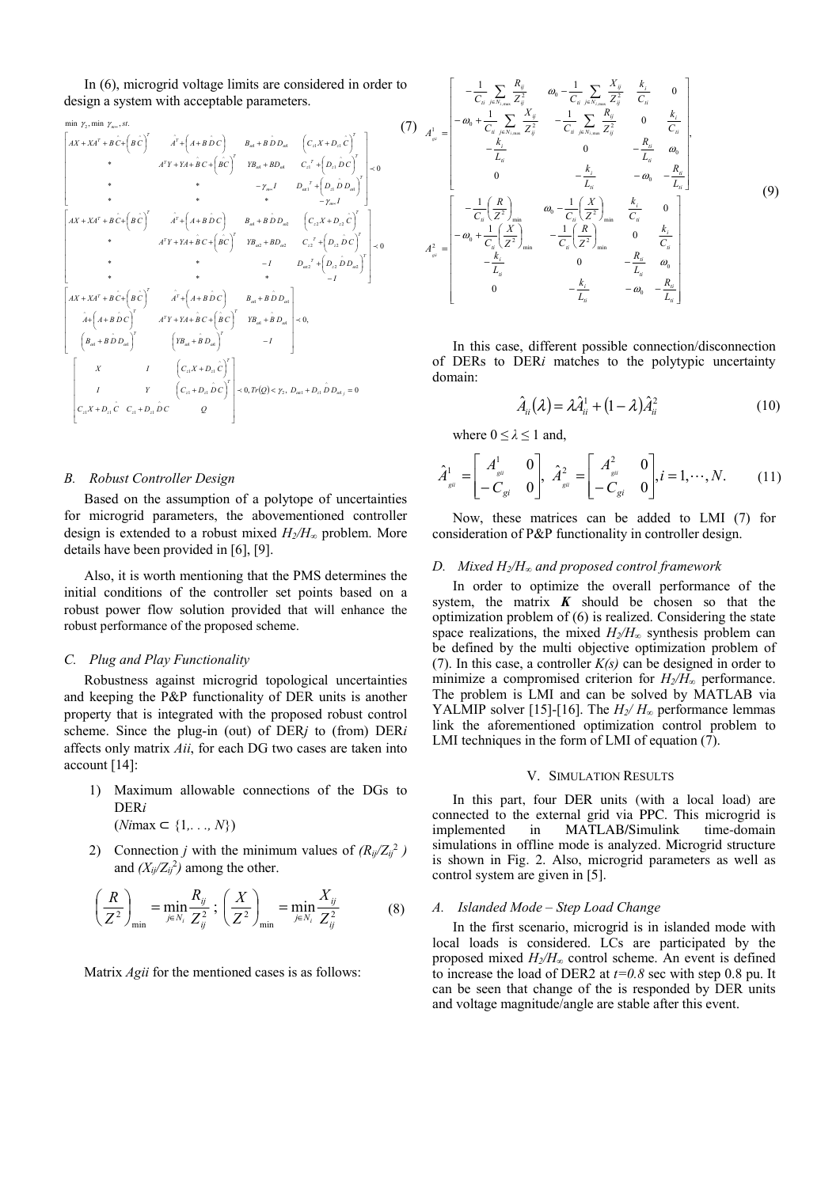In (6), microgrid voltage limits are considered in order to design a system with acceptable parameters.

$$\min \gamma_2, \min \gamma_{\infty}, st. \tag{7}$$

$$\begin{bmatrix} AX+XA^T+\hat{B}\hat{C}+\left(\hat{B}\hat{C}\right)^T & \hat{A}^T+\left(A+\hat{B}\hat{D}C\right) & B_{\omega 1}+\hat{B}\hat{D}D_{\omega 1} & \left(C_{z1}X+D_{z1}\hat{C}\right)^T \\ * & A^TY+YA+\hat{B}C+\left(\hat{B}C\right)^T & YB_{\omega 1}+BD_{\omega 1} & C_{z1}{}^T+\left(D_{z1}\hat{D}C\right)^T \\ * & * & -\gamma_{\infty}I & D_{\omega 1}{}^T+\left(D_{z1}\hat{D}D_{\omega 1}\right)^T \\ * & * & * & -\gamma_{\infty}I \end{bmatrix} \prec 0$$

$$\begin{bmatrix} AX+XA^T+\hat{B}\hat{C}+\left(\hat{B}\hat{C}\right)^T & \hat{A}^T+\left(A+\hat{B}\hat{D}C\right) & B_{\omega 1}+\hat{B}\hat{D}D_{\omega 2} & \left(C_{z2}X+D_{z2}\hat{C}\right)^T \\ * & A^TY+YA+\hat{B}C+\left(\hat{B}C\right)^T & YB_{\omega 2}+BD_{\omega 2} & C_{z2}{}^T+\left(D_{z2}\hat{D}C\right)^T \\ * & * & -I & D_{\omega 2}{}^T+\left(D_{z2}\hat{D}D_{\omega 2}\right)^T \\ * & * & * & -I \end{bmatrix} \prec 0$$

$$\begin{bmatrix} AX+XA^T+\hat{B}\hat{C}+\left(\hat{B}\hat{C}\right)^T & \hat{A}^T+\left(A+\hat{B}\hat{D}C\right) & B_{\omega k}+\hat{B}\hat{D}D_{\omega k} \\ \hat{A}+\left(A+\hat{B}\hat{D}C\right)^T & A^TY+YA+\hat{B}C+\left(\hat{B}C\right)^T & YB_{\omega k}+\hat{B}D_{\omega k} \\ \left(B_{\omega k}+\hat{B}\hat{D}D_{\omega k}\right)^T & \left(YB_{\omega k}+\hat{B}D_{\omega k}\right)^T & -I \end{bmatrix} \prec 0,$$

$$\begin{bmatrix} X & I & \left(C_{z1}X+D_{z1}\hat{C}\right)^T \\ I & Y & \left(C_{z1}+D_{z1}\hat{D}C\right)^T \\ C_{z1}X+D_{z1}\hat{C} & C_{z1}+D_{z1}\hat{D}C & Q \end{bmatrix} \prec 0, Tr(Q)<\gamma_2,\ D_{\omega 1}+D_{z1}\hat{D}D_{\omega k_j}=0$$

### B. Robust Controller Design

Based on the assumption of a polytope of uncertainties for microgrid parameters, the abovementioned controller design is extended to a robust mixed $H_2/H_\infty$ problem. More details have been provided in [6], [9].

Also, it is worth mentioning that the PMS determines the initial conditions of the controller set points based on a robust power flow solution provided that will enhance the robust performance of the proposed scheme.

### C. Plug and Play Functionality

Robustness against microgrid topological uncertainties and keeping the P&P functionality of DER units is another property that is integrated with the proposed robust control scheme. Since the plug-in (out) of DER*j* to (from) DER*i* affects only matrix *Aii*, for each DG two cases are taken into account [14]:

1) Maximum allowable connections of the DGs to DER*i* ($N_{i\max} \subset \{1,\ldots,N\}$)
2) Connection *j* with the minimum values of $(R_{ij}/Z_{ij}^2)$ and $(X_{ij}/Z_{ij}^2)$ among the other.

$$\left(\frac{R}{Z^2}\right)_{\min} = \min_{j\in N_i}\frac{R_{ij}}{Z_{ij}^2}\ ;\ \left(\frac{X}{Z^2}\right)_{\min} = \min_{j\in N_i}\frac{X_{ij}}{Z_{ij}^2} \tag{8}$$

Matrix *Agii* for the mentioned cases is as follows:

$$A_{gii}^1 = \begin{bmatrix} -\frac{1}{C_{ti}}\sum_{j\in N_{i,\max}}\frac{R_{ij}}{Z_{ij}^2} & \omega_0-\frac{1}{C_{ti}}\sum_{j\in N_{i,\max}}\frac{X_{ij}}{Z_{ij}^2} & \frac{k_i}{C_{ti}} & 0 \\ -\omega_0+\frac{1}{C_{ti}}\sum_{j\in N_{i,\max}}\frac{X_{ij}}{Z_{ij}^2} & -\frac{1}{C_{ti}}\sum_{j\in N_{i,\max}}\frac{R_{ij}}{Z_{ij}^2} & 0 & \frac{k_i}{C_{ti}} \\ -\frac{k_i}{L_{ti}} & 0 & -\frac{R_{ti}}{L_{ti}} & \omega_0 \\ 0 & -\frac{k_i}{L_{ti}} & -\omega_0 & -\frac{R_{ti}}{L_{ti}} \end{bmatrix},$$

$$A_{gii}^2 = \begin{bmatrix} -\frac{1}{C_{ti}}\left(\frac{R}{Z^2}\right)_{\min} & \omega_0-\frac{1}{C_{ti}}\left(\frac{X}{Z^2}\right)_{\min} & \frac{k_i}{C_{ti}} & 0 \\ -\omega_0+\frac{1}{C_{ti}}\left(\frac{X}{Z^2}\right)_{\min} & -\frac{1}{C_{ti}}\left(\frac{R}{Z^2}\right)_{\min} & 0 & \frac{k_i}{C_{ti}} \\ -\frac{k_i}{L_{ti}} & 0 & -\frac{R_{ti}}{L_{ti}} & \omega_0 \\ 0 & -\frac{k_i}{L_{ti}} & -\omega_0 & -\frac{R_{ti}}{L_{ti}} \end{bmatrix} \tag{9}$$

In this case, different possible connection/disconnection of DERs to DER*i* matches to the polytypic uncertainty domain:

$$\hat{A}_{ii}(\lambda) = \lambda\hat{A}_{ii}^1 + (1-\lambda)\hat{A}_{ii}^2 \tag{10}$$

where $0 \le \lambda \le 1$ and,

$$\hat{A}_{gii}^1 = \begin{bmatrix} A_{gii}^1 & 0 \\ -C_{gi} & 0 \end{bmatrix},\ \hat{A}_{gii}^2 = \begin{bmatrix} A_{gii}^2 & 0 \\ -C_{gi} & 0 \end{bmatrix}, i=1,\cdots,N. \tag{11}$$

Now, these matrices can be added to LMI (7) for consideration of P&P functionality in controller design.

### D. Mixed $H_2/H_\infty$ and proposed control framework

In order to optimize the overall performance of the system, the matrix ***K*** should be chosen so that the optimization problem of (6) is realized. Considering the state space realizations, the mixed $H_2/H_\infty$ synthesis problem can be defined by the multi objective optimization problem of (7). In this case, a controller *K(s)* can be designed in order to minimize a compromised criterion for $H_2/H_\infty$ performance. The problem is LMI and can be solved by MATLAB via YALMIP solver [15]-[16]. The $H_2/H_\infty$ performance lemmas link the aforementioned optimization control problem to LMI techniques in the form of LMI of equation (7).

## V. Simulation Results

In this part, four DER units (with a local load) are connected to the external grid via PPC. This microgrid is implemented in MATLAB/Simulink time-domain simulations in offline mode is analyzed. Microgrid structure is shown in Fig. 2. Also, microgrid parameters as well as control system are given in [5].

### A. Islanded Mode – Step Load Change

In the first scenario, microgrid is in islanded mode with local loads is considered. LCs are participated by the proposed mixed $H_2/H_\infty$ control scheme. An event is defined to increase the load of DER2 at *t=0.8* sec with step 0.8 pu. It can be seen that change of the is responded by DER units and voltage magnitude/angle are stable after this event.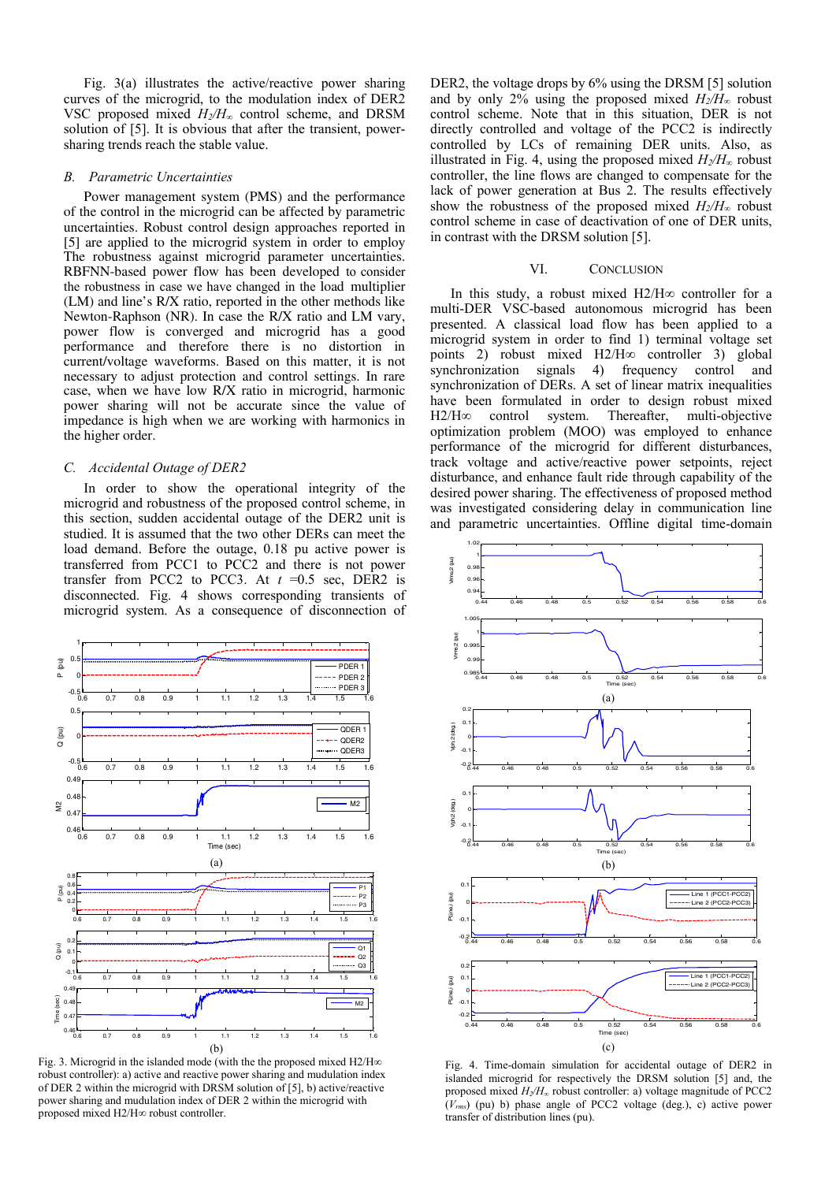Fig. 3(a) illustrates the active/reactive power sharing curves of the microgrid, to the modulation index of DER2 VSC proposed mixed $H_2/H_\infty$ control scheme, and DRSM solution of [5]. It is obvious that after the transient, power-sharing trends reach the stable value.

### *B. Parametric Uncertainties*

Power management system (PMS) and the performance of the control in the microgrid can be affected by parametric uncertainties. Robust control design approaches reported in [5] are applied to the microgrid system in order to employ The robustness against microgrid parameter uncertainties. RBFNN-based power flow has been developed to consider the robustness in case we have changed in the load multiplier (LM) and line's R/X ratio, reported in the other methods like Newton-Raphson (NR). In case the R/X ratio and LM vary, power flow is converged and microgrid has a good performance and therefore there is no distortion in current/voltage waveforms. Based on this matter, it is not necessary to adjust protection and control settings. In rare case, when we have low R/X ratio in microgrid, harmonic power sharing will not be accurate since the value of impedance is high when we are working with harmonics in the higher order.

### *C. Accidental Outage of DER2*

In order to show the operational integrity of the microgrid and robustness of the proposed control scheme, in this section, sudden accidental outage of the DER2 unit is studied. It is assumed that the two other DERs can meet the load demand. Before the outage, 0.18 pu active power is transferred from PCC1 to PCC2 and there is not power transfer from PCC2 to PCC3. At $t$ =0.5 sec, DER2 is disconnected. Fig. 4 shows corresponding transients of microgrid system. As a consequence of disconnection of DER2, the voltage drops by 6% using the DRSM [5] solution and by only 2% using the proposed mixed $H_2/H_\infty$ robust control scheme. Note that in this situation, DER is not directly controlled and voltage of the PCC2 is indirectly controlled by LCs of remaining DER units. Also, as illustrated in Fig. 4, using the proposed mixed $H_2/H_\infty$ robust controller, the line flows are changed to compensate for the lack of power generation at Bus 2. The results effectively show the robustness of the proposed mixed $H_2/H_\infty$ robust control scheme in case of deactivation of one of DER units, in contrast with the DRSM solution [5].

## VI. CONCLUSION

In this study, a robust mixed H2/H∞ controller for a multi-DER VSC-based autonomous microgrid has been presented. A classical load flow has been applied to a microgrid system in order to find 1) terminal voltage set points 2) robust mixed H2/H∞ controller 3) global synchronization signals 4) frequency control and synchronization of DERs. A set of linear matrix inequalities have been formulated in order to design robust mixed H2/H∞ control system. Thereafter, multi-objective optimization problem (MOO) was employed to enhance performance of the microgrid for different disturbances, track voltage and active/reactive power setpoints, reject disturbance, and enhance fault ride through capability of the desired power sharing. The effectiveness of proposed method was investigated considering delay in communication line and parametric uncertainties. Offline digital time-domain

Fig. 3. Microgrid in the islanded mode (with the the proposed mixed H2/H∞ robust controller): a) active and reactive power sharing and mudulation index of DER 2 within the microgrid with DRSM solution of [5], b) active/reactive power sharing and mudulation index of DER 2 within the microgrid with proposed mixed H2/H∞ robust controller.

Fig. 4. Time-domain simulation for accidental outage of DER2 in islanded microgrid for respectively the DRSM solution [5] and, the proposed mixed $H_2/H_\infty$ robust controller: a) voltage magnitude of PCC2 ($V_{rms}$) (pu) b) phase angle of PCC2 voltage (deg.), c) active power transfer of distribution lines (pu).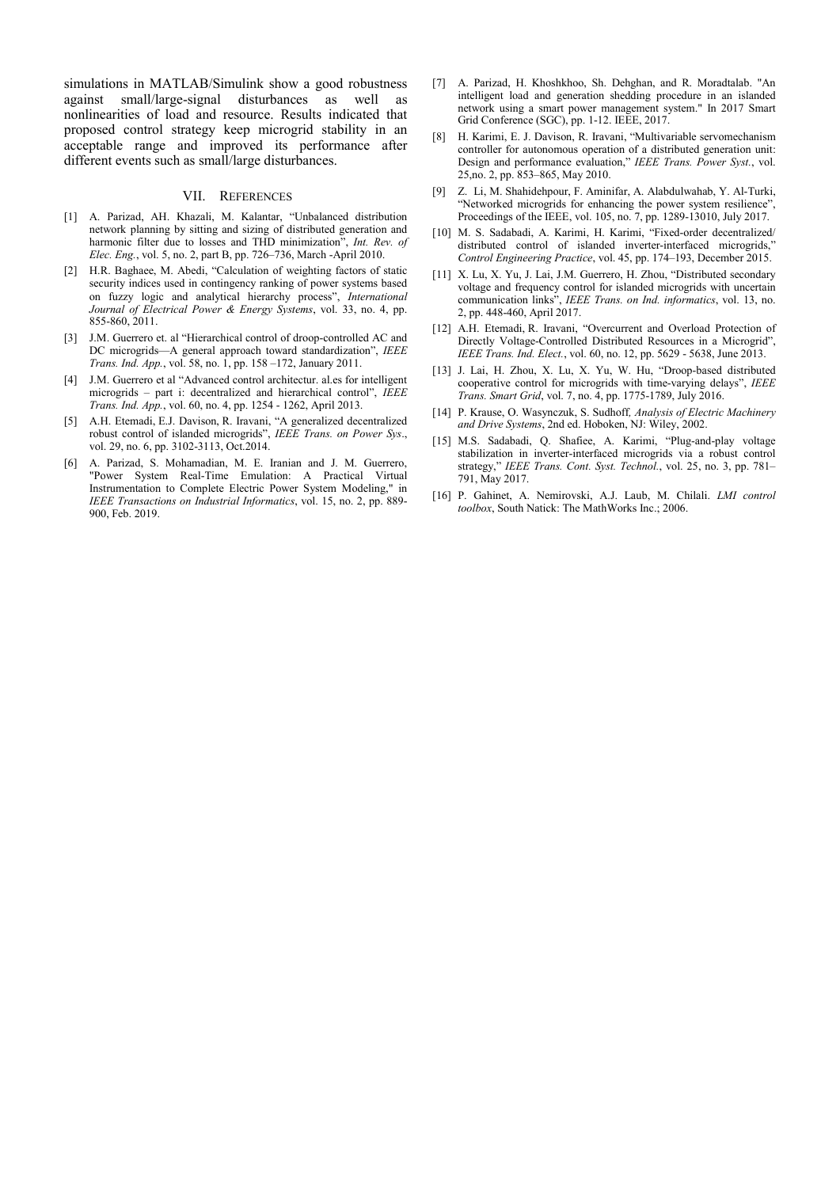simulations in MATLAB/Simulink show a good robustness against small/large-signal disturbances as well as nonlinearities of load and resource. Results indicated that proposed control strategy keep microgrid stability in an acceptable range and improved its performance after different events such as small/large disturbances.

## VII. REFERENCES

[1] A. Parizad, AH. Khazali, M. Kalantar, "Unbalanced distribution network planning by sitting and sizing of distributed generation and harmonic filter due to losses and THD minimization", *Int. Rev. of Elec. Eng.*, vol. 5, no. 2, part B, pp. 726–736, March -April 2010.

[2] H.R. Baghaee, M. Abedi, "Calculation of weighting factors of static security indices used in contingency ranking of power systems based on fuzzy logic and analytical hierarchy process", *International Journal of Electrical Power & Energy Systems*, vol. 33, no. 4, pp. 855-860, 2011.

[3] J.M. Guerrero et. al "Hierarchical control of droop-controlled AC and DC microgrids—A general approach toward standardization", *IEEE Trans. Ind. App.*, vol. 58, no. 1, pp. 158 –172, January 2011.

[4] J.M. Guerrero et al "Advanced control architectur. al.es for intelligent microgrids – part i: decentralized and hierarchical control", *IEEE Trans. Ind. App.*, vol. 60, no. 4, pp. 1254 - 1262, April 2013.

[5] A.H. Etemadi, E.J. Davison, R. Iravani, "A generalized decentralized robust control of islanded microgrids", *IEEE Trans. on Power Sys.*, vol. 29, no. 6, pp. 3102-3113, Oct.2014.

[6] A. Parizad, S. Mohamadian, M. E. Iranian and J. M. Guerrero, "Power System Real-Time Emulation: A Practical Virtual Instrumentation to Complete Electric Power System Modeling," in *IEEE Transactions on Industrial Informatics*, vol. 15, no. 2, pp. 889-900, Feb. 2019.

[7] A. Parizad, H. Khoshkhoo, Sh. Dehghan, and R. Moradtalab. "An intelligent load and generation shedding procedure in an islanded network using a smart power management system." In 2017 Smart Grid Conference (SGC), pp. 1-12. IEEE, 2017.

[8] H. Karimi, E. J. Davison, R. Iravani, "Multivariable servomechanism controller for autonomous operation of a distributed generation unit: Design and performance evaluation," *IEEE Trans. Power Syst.*, vol. 25,no. 2, pp. 853–865, May 2010.

[9] Z. Li, M. Shahidehpour, F. Aminifar, A. Alabdulwahab, Y. Al-Turki, "Networked microgrids for enhancing the power system resilience", Proceedings of the IEEE, vol. 105, no. 7, pp. 1289-13010, July 2017.

[10] M. S. Sadabadi, A. Karimi, H. Karimi, "Fixed-order decentralized/ distributed control of islanded inverter-interfaced microgrids," *Control Engineering Practice*, vol. 45, pp. 174–193, December 2015.

[11] X. Lu, X. Yu, J. Lai, J.M. Guerrero, H. Zhou, "Distributed secondary voltage and frequency control for islanded microgrids with uncertain communication links", *IEEE Trans. on Ind. informatics*, vol. 13, no. 2, pp. 448-460, April 2017.

[12] A.H. Etemadi, R. Iravani, "Overcurrent and Overload Protection of Directly Voltage-Controlled Distributed Resources in a Microgrid", *IEEE Trans. Ind. Elect.*, vol. 60, no. 12, pp. 5629 - 5638, June 2013.

[13] J. Lai, H. Zhou, X. Lu, X. Yu, W. Hu, "Droop-based distributed cooperative control for microgrids with time-varying delays", *IEEE Trans. Smart Grid*, vol. 7, no. 4, pp. 1775-1789, July 2016.

[14] P. Krause, O. Wasynczuk, S. Sudhoff, *Analysis of Electric Machinery and Drive Systems*, 2nd ed. Hoboken, NJ: Wiley, 2002.

[15] M.S. Sadabadi, Q. Shafiee, A. Karimi, "Plug-and-play voltage stabilization in inverter-interfaced microgrids via a robust control strategy," *IEEE Trans. Cont. Syst. Technol.*, vol. 25, no. 3, pp. 781–791, May 2017.

[16] P. Gahinet, A. Nemirovski, A.J. Laub, M. Chilali. *LMI control toolbox*, South Natick: The MathWorks Inc.; 2006.